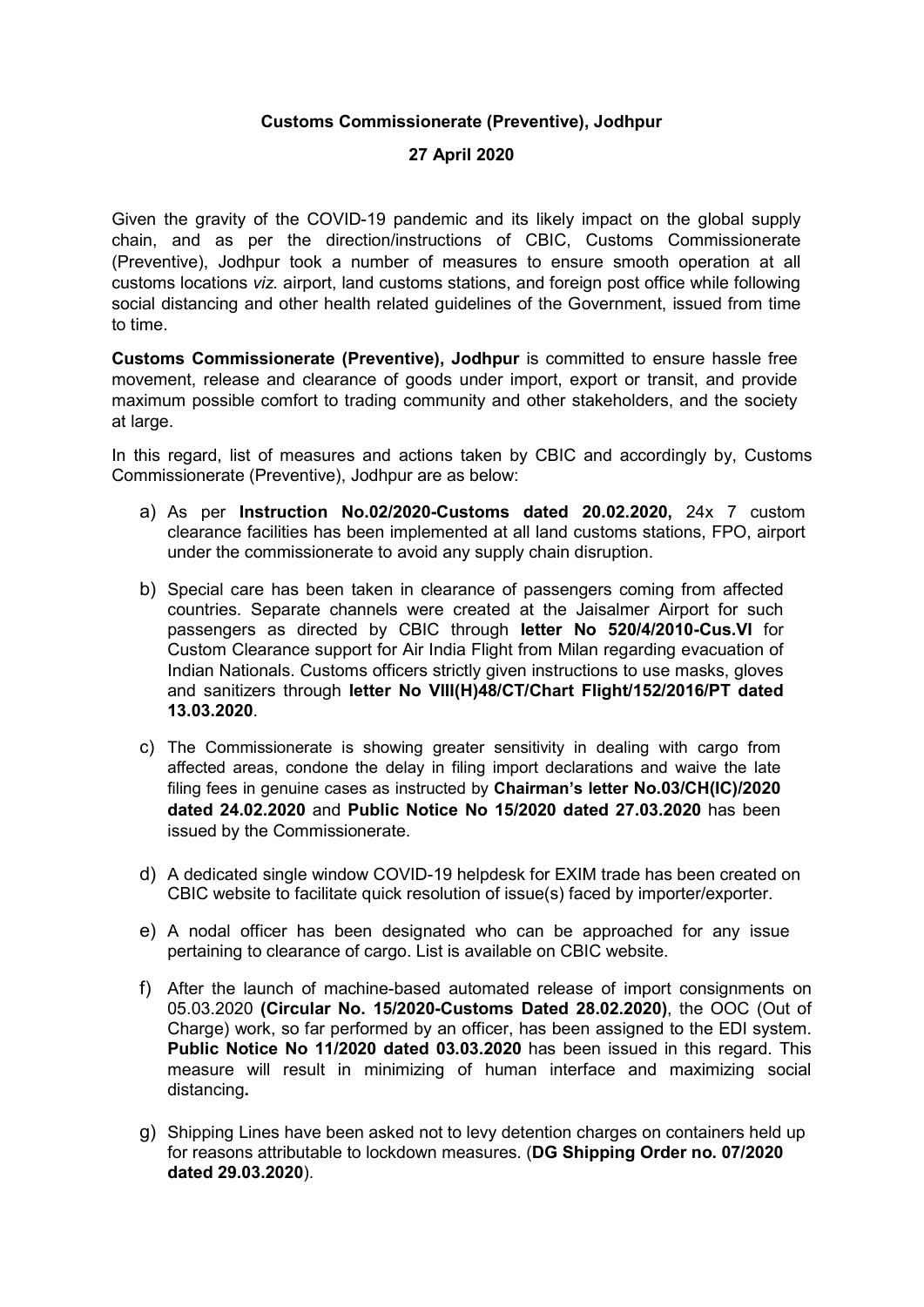**Customs Commissionerate (Preventive), Jodhpur**

**27 April 2020**

Given the gravity of the COVID-19 pandemic and its likely impact on the global supply chain, and as per the direction/instructions of CBIC, Customs Commissionerate (Preventive), Jodhpur took a number of measures to ensure smooth operation at all customs locations *viz.* airport, land customs stations, and foreign post office while following social distancing and other health related guidelines of the Government, issued from time to time.

**Customs Commissionerate (Preventive), Jodhpur** is committed to ensure hassle free movement, release and clearance of goods under import, export or transit, and provide maximum possible comfort to trading community and other stakeholders, and the society at large.

In this regard, list of measures and actions taken by CBIC and accordingly by, Customs Commissionerate (Preventive), Jodhpur are as below:

a) As per **Instruction No.02/2020-Customs dated 20.02.2020,** 24x 7 custom clearance facilities has been implemented at all land customs stations, FPO, airport under the commissionerate to avoid any supply chain disruption.

b) Special care has been taken in clearance of passengers coming from affected countries. Separate channels were created at the Jaisalmer Airport for such passengers as directed by CBIC through **letter No 520/4/2010-Cus.VI** for Custom Clearance support for Air India Flight from Milan regarding evacuation of Indian Nationals. Customs officers strictly given instructions to use masks, gloves and sanitizers through **letter No VIII(H)48/CT/Chart Flight/152/2016/PT dated 13.03.2020**.

c) The Commissionerate is showing greater sensitivity in dealing with cargo from affected areas, condone the delay in filing import declarations and waive the late filing fees in genuine cases as instructed by **Chairman's letter No.03/CH(IC)/2020 dated 24.02.2020** and **Public Notice No 15/2020 dated 27.03.2020** has been issued by the Commissionerate.

d) A dedicated single window COVID-19 helpdesk for EXIM trade has been created on CBIC website to facilitate quick resolution of issue(s) faced by importer/exporter.

e) A nodal officer has been designated who can be approached for any issue pertaining to clearance of cargo. List is available on CBIC website.

f) After the launch of machine-based automated release of import consignments on 05.03.2020 **(Circular No. 15/2020-Customs Dated 28.02.2020)**, the OOC (Out of Charge) work, so far performed by an officer, has been assigned to the EDI system. **Public Notice No 11/2020 dated 03.03.2020** has been issued in this regard. This measure will result in minimizing of human interface and maximizing social distancing**.**

g) Shipping Lines have been asked not to levy detention charges on containers held up for reasons attributable to lockdown measures. (**DG Shipping Order no. 07/2020 dated 29.03.2020**).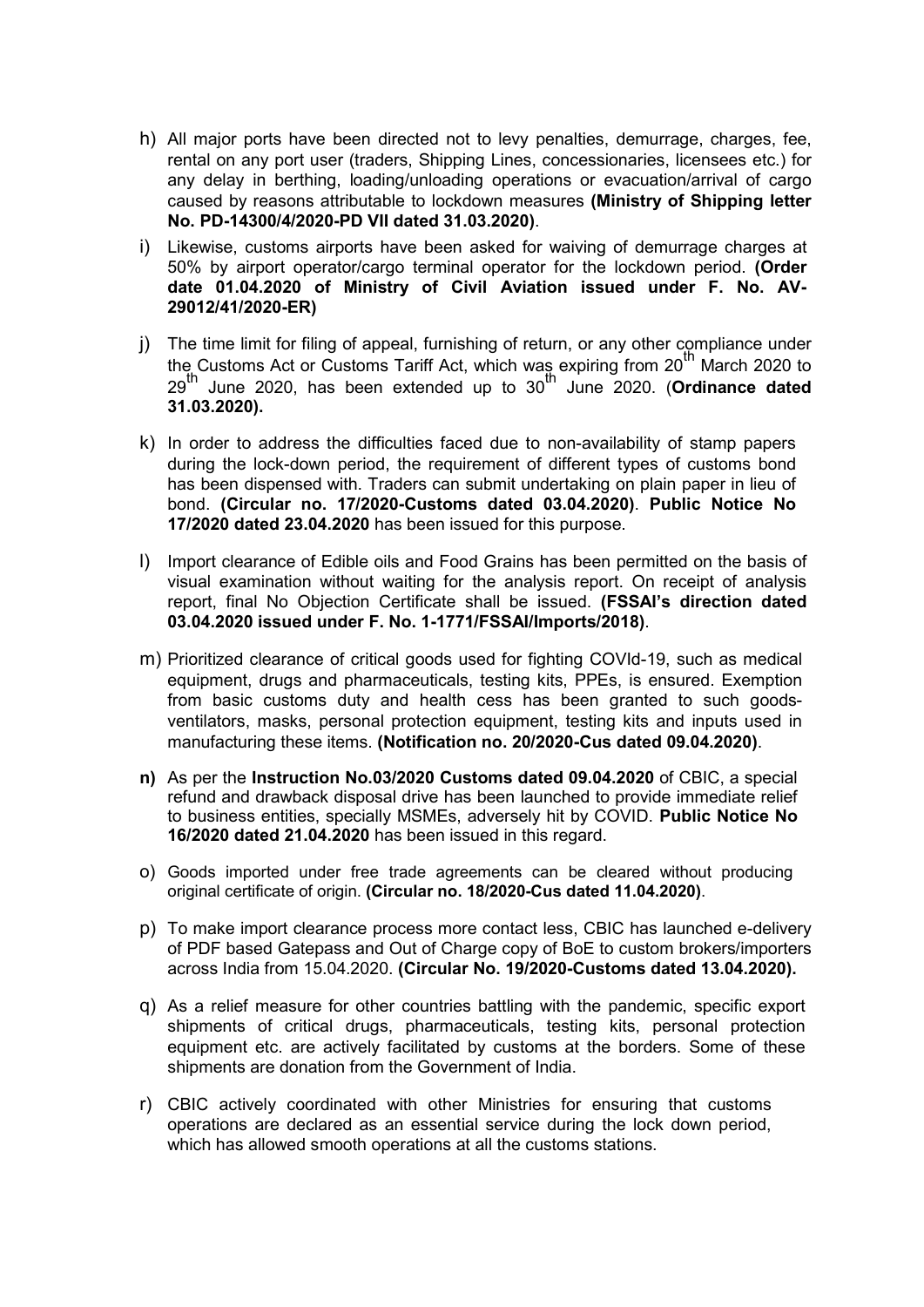h) All major ports have been directed not to levy penalties, demurrage, charges, fee, rental on any port user (traders, Shipping Lines, concessionaries, licensees etc.) for any delay in berthing, loading/unloading operations or evacuation/arrival of cargo caused by reasons attributable to lockdown measures **(Ministry of Shipping letter No. PD-14300/4/2020-PD VII dated 31.03.2020)**.

i) Likewise, customs airports have been asked for waiving of demurrage charges at 50% by airport operator/cargo terminal operator for the lockdown period. **(Order date 01.04.2020 of Ministry of Civil Aviation issued under F. No. AV-29012/41/2020-ER)**

j) The time limit for filing of appeal, furnishing of return, or any other compliance under the Customs Act or Customs Tariff Act, which was expiring from 20th March 2020 to 29th June 2020, has been extended up to 30th June 2020. (**Ordinance dated 31.03.2020).**

k) In order to address the difficulties faced due to non-availability of stamp papers during the lock-down period, the requirement of different types of customs bond has been dispensed with. Traders can submit undertaking on plain paper in lieu of bond. **(Circular no. 17/2020-Customs dated 03.04.2020)**. **Public Notice No 17/2020 dated 23.04.2020** has been issued for this purpose.

l) Import clearance of Edible oils and Food Grains has been permitted on the basis of visual examination without waiting for the analysis report. On receipt of analysis report, final No Objection Certificate shall be issued. **(FSSAI's direction dated 03.04.2020 issued under F. No. 1-1771/FSSAI/Imports/2018)**.

m) Prioritized clearance of critical goods used for fighting COVId-19, such as medical equipment, drugs and pharmaceuticals, testing kits, PPEs, is ensured. Exemption from basic customs duty and health cess has been granted to such goods-ventilators, masks, personal protection equipment, testing kits and inputs used in manufacturing these items. **(Notification no. 20/2020-Cus dated 09.04.2020)**.

**n)** As per the **Instruction No.03/2020 Customs dated 09.04.2020** of CBIC, a special refund and drawback disposal drive has been launched to provide immediate relief to business entities, specially MSMEs, adversely hit by COVID. **Public Notice No 16/2020 dated 21.04.2020** has been issued in this regard.

o) Goods imported under free trade agreements can be cleared without producing original certificate of origin. **(Circular no. 18/2020-Cus dated 11.04.2020)**.

p) To make import clearance process more contact less, CBIC has launched e-delivery of PDF based Gatepass and Out of Charge copy of BoE to custom brokers/importers across India from 15.04.2020. **(Circular No. 19/2020-Customs dated 13.04.2020).**

q) As a relief measure for other countries battling with the pandemic, specific export shipments of critical drugs, pharmaceuticals, testing kits, personal protection equipment etc. are actively facilitated by customs at the borders. Some of these shipments are donation from the Government of India.

r) CBIC actively coordinated with other Ministries for ensuring that customs operations are declared as an essential service during the lock down period, which has allowed smooth operations at all the customs stations.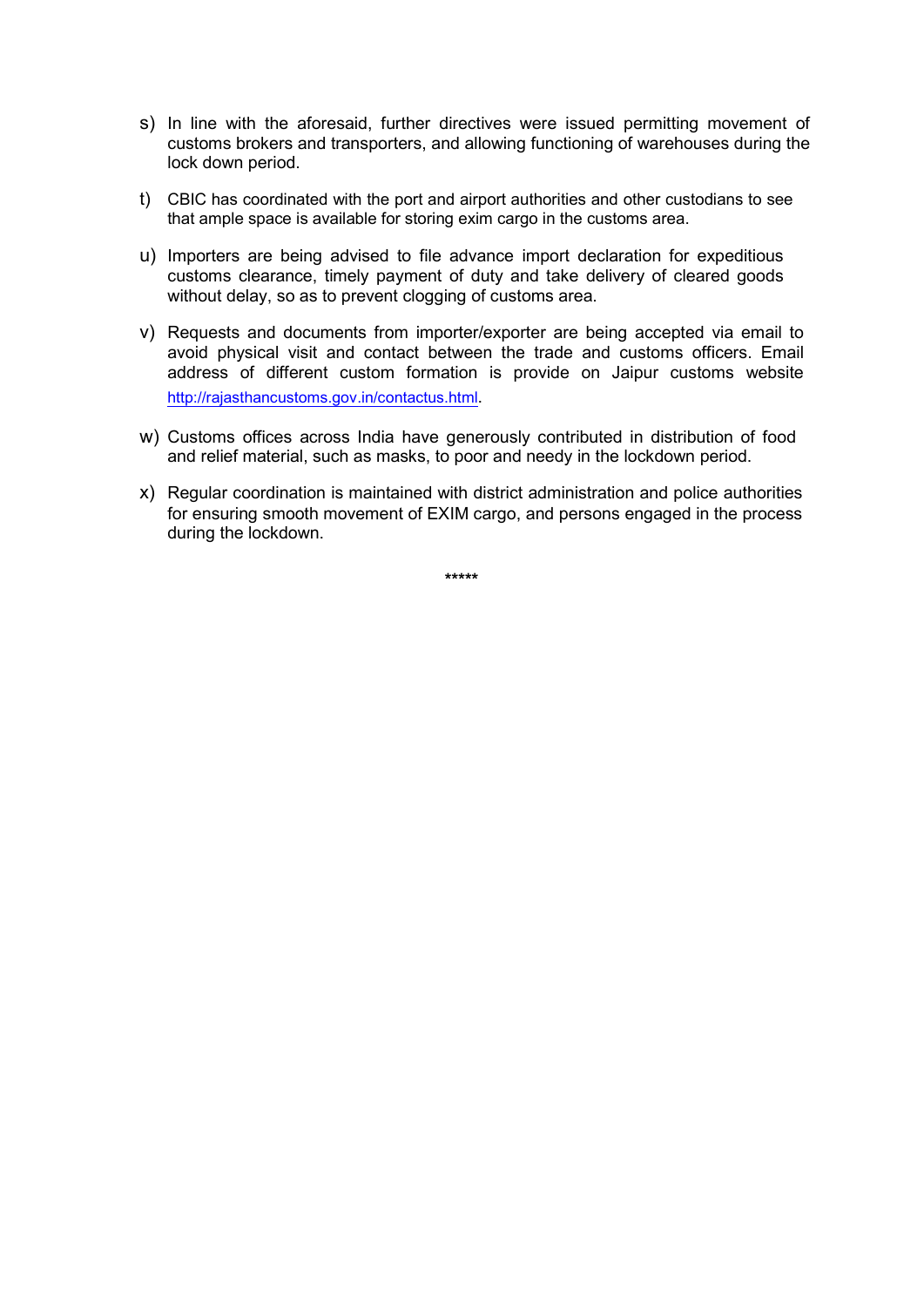s) In line with the aforesaid, further directives were issued permitting movement of customs brokers and transporters, and allowing functioning of warehouses during the lock down period.

t) CBIC has coordinated with the port and airport authorities and other custodians to see that ample space is available for storing exim cargo in the customs area.

u) Importers are being advised to file advance import declaration for expeditious customs clearance, timely payment of duty and take delivery of cleared goods without delay, so as to prevent clogging of customs area.

v) Requests and documents from importer/exporter are being accepted via email to avoid physical visit and contact between the trade and customs officers. Email address of different custom formation is provide on Jaipur customs website http://rajasthancustoms.gov.in/contactus.html.

w) Customs offices across India have generously contributed in distribution of food and relief material, such as masks, to poor and needy in the lockdown period.

x) Regular coordination is maintained with district administration and police authorities for ensuring smooth movement of EXIM cargo, and persons engaged in the process during the lockdown.

*****